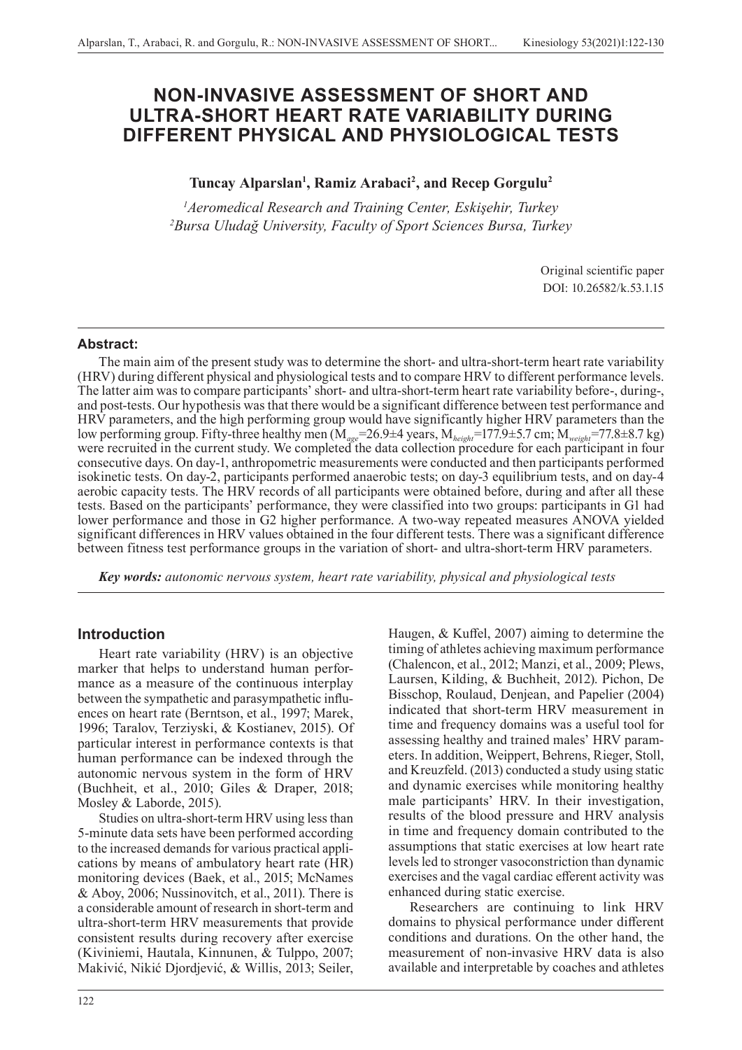# NON-INVASIVE ASSESSMENT OF SHORT AND ULTRA-SHORT HEART RATE VARIABILITY DURING DIFFERENT PHYSICAL AND PHYSIOLOGICAL TESTS

**Tuncay Alparslan[1], Ramiz Arabaci[2], and Recep Gorgulu[2]**

*[1]Aeromedical Research and Training Center, Eskişehir, Turkey*
*[2]Bursa Uludağ University, Faculty of Sport Sciences Bursa, Turkey*

Original scientific paper
DOI: 10.26582/k.53.1.15

**Abstract:**

The main aim of the present study was to determine the short- and ultra-short-term heart rate variability (HRV) during different physical and physiological tests and to compare HRV to different performance levels. The latter aim was to compare participants' short- and ultra-short-term heart rate variability before-, during-, and post-tests. Our hypothesis was that there would be a significant difference between test performance and HRV parameters, and the high performing group would have significantly higher HRV parameters than the low performing group. Fifty-three healthy men ($M_{age}$=26.9±4 years, $M_{height}$=177.9±5.7 cm; $M_{weight}$=77.8±8.7 kg) were recruited in the current study. We completed the data collection procedure for each participant in four consecutive days. On day-1, anthropometric measurements were conducted and then participants performed isokinetic tests. On day-2, participants performed anaerobic tests; on day-3 equilibrium tests, and on day-4 aerobic capacity tests. The HRV records of all participants were obtained before, during and after all these tests. Based on the participants' performance, they were classified into two groups: participants in G1 had lower performance and those in G2 higher performance. A two-way repeated measures ANOVA yielded significant differences in HRV values obtained in the four different tests. There was a significant difference between fitness test performance groups in the variation of short- and ultra-short-term HRV parameters.

***Key words:*** *autonomic nervous system, heart rate variability, physical and physiological tests*

## Introduction

Heart rate variability (HRV) is an objective marker that helps to understand human performance as a measure of the continuous interplay between the sympathetic and parasympathetic influences on heart rate (Berntson, et al., 1997; Marek, 1996; Taralov, Terziyski, & Kostianev, 2015). Of particular interest in performance contexts is that human performance can be indexed through the autonomic nervous system in the form of HRV (Buchheit, et al., 2010; Giles & Draper, 2018; Mosley & Laborde, 2015).

Studies on ultra-short-term HRV using less than 5-minute data sets have been performed according to the increased demands for various practical applications by means of ambulatory heart rate (HR) monitoring devices (Baek, et al., 2015; McNames & Aboy, 2006; Nussinovitch, et al., 2011). There is a considerable amount of research in short-term and ultra-short-term HRV measurements that provide consistent results during recovery after exercise (Kiviniemi, Hautala, Kinnunen, & Tulppo, 2007; Makivić, Nikić Djordjević, & Willis, 2013; Seiler, Haugen, & Kuffel, 2007) aiming to determine the timing of athletes achieving maximum performance (Chalencon, et al., 2012; Manzi, et al., 2009; Plews, Laursen, Kilding, & Buchheit, 2012). Pichon, De Bisschop, Roulaud, Denjean, and Papelier (2004) indicated that short-term HRV measurement in time and frequency domains was a useful tool for assessing healthy and trained males' HRV parameters. In addition, Weippert, Behrens, Rieger, Stoll, and Kreuzfeld. (2013) conducted a study using static and dynamic exercises while monitoring healthy male participants' HRV. In their investigation, results of the blood pressure and HRV analysis in time and frequency domain contributed to the assumptions that static exercises at low heart rate levels led to stronger vasoconstriction than dynamic exercises and the vagal cardiac efferent activity was enhanced during static exercise.

Researchers are continuing to link HRV domains to physical performance under different conditions and durations. On the other hand, the measurement of non-invasive HRV data is also available and interpretable by coaches and athletes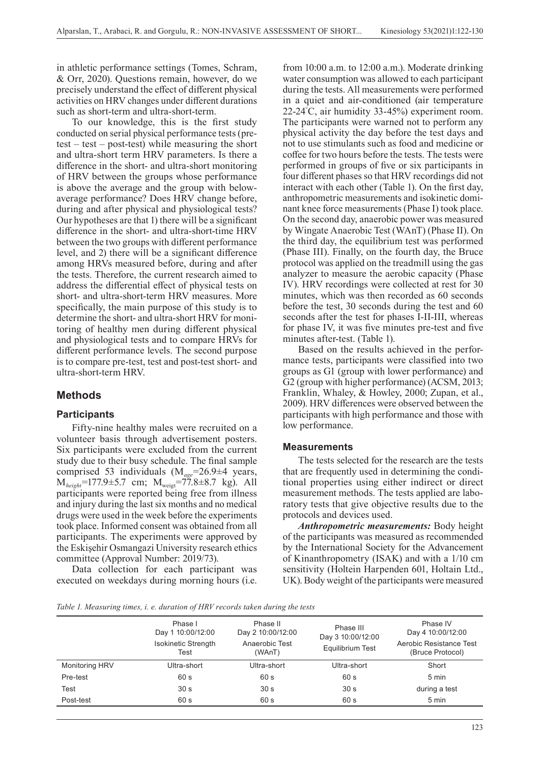in athletic performance settings (Tomes, Schram, & Orr, 2020). Questions remain, however, do we precisely understand the effect of different physical activities on HRV changes under different durations such as short-term and ultra-short-term.

To our knowledge, this is the first study conducted on serial physical performance tests (pre-test – test – post-test) while measuring the short and ultra-short term HRV parameters. Is there a difference in the short- and ultra-short monitoring of HRV between the groups whose performance is above the average and the group with below-average performance? Does HRV change before, during and after physical and physiological tests? Our hypotheses are that 1) there will be a significant difference in the short- and ultra-short-time HRV between the two groups with different performance level, and 2) there will be a significant difference among HRVs measured before, during and after the tests. Therefore, the current research aimed to address the differential effect of physical tests on short- and ultra-short-term HRV measures. More specifically, the main purpose of this study is to determine the short- and ultra-short HRV for monitoring of healthy men during different physical and physiological tests and to compare HRVs for different performance levels. The second purpose is to compare pre-test, test and post-test short- and ultra-short-term HRV.

## Methods

### Participants

Fifty-nine healthy males were recruited on a volunteer basis through advertisement posters. Six participants were excluded from the current study due to their busy schedule. The final sample comprised 53 individuals ($M_{age}$=26.9±4 years, $M_{height}$=177.9±5.7 cm; $M_{weigt}$=77.8±8.7 kg). All participants were reported being free from illness and injury during the last six months and no medical drugs were used in the week before the experiments took place. Informed consent was obtained from all participants. The experiments were approved by the Eskişehir Osmangazi University research ethics committee (Approval Number: 2019/73).

Data collection for each participant was executed on weekdays during morning hours (i.e. from 10:00 a.m. to 12:00 a.m.). Moderate drinking water consumption was allowed to each participant during the tests. All measurements were performed in a quiet and air-conditioned (air temperature 22-24°C, air humidity 33-45%) experiment room. The participants were warned not to perform any physical activity the day before the test days and not to use stimulants such as food and medicine or coffee for two hours before the tests. The tests were performed in groups of five or six participants in four different phases so that HRV recordings did not interact with each other (Table 1). On the first day, anthropometric measurements and isokinetic dominant knee force measurements (Phase I) took place. On the second day, anaerobic power was measured by Wingate Anaerobic Test (WAnT) (Phase II). On the third day, the equilibrium test was performed (Phase III). Finally, on the fourth day, the Bruce protocol was applied on the treadmill using the gas analyzer to measure the aerobic capacity (Phase IV). HRV recordings were collected at rest for 30 minutes, which was then recorded as 60 seconds before the test, 30 seconds during the test and 60 seconds after the test for phases I-II-III, whereas for phase IV, it was five minutes pre-test and five minutes after-test. (Table 1).

Based on the results achieved in the performance tests, participants were classified into two groups as G1 (group with lower performance) and G2 (group with higher performance) (ACSM, 2013; Franklin, Whaley, & Howley, 2000; Zupan, et al., 2009). HRV differences were observed between the participants with high performance and those with low performance.

### Measurements

The tests selected for the research are the tests that are frequently used in determining the conditional properties using either indirect or direct measurement methods. The tests applied are laboratory tests that give objective results due to the protocols and devices used.

***Anthropometric measurements:*** Body height of the participants was measured as recommended by the International Society for the Advancement of Kinanthropometry (ISAK) and with a 1/10 cm sensitivity (Holtein Harpenden 601, Holtain Ltd., UK). Body weight of the participants were measured

*Table 1. Measuring times, i. e. duration of HRV records taken during the tests*

| | Phase I<br>Day 1 10:00/12:00<br>Isokinetic Strength Test | Phase II<br>Day 2 10:00/12:00<br>Anaerobic Test (WAnT) | Phase III<br>Day 3 10:00/12:00<br>Equilibrium Test | Phase IV<br>Day 4 10:00/12:00<br>Aerobic Resistance Test (Bruce Protocol) |
|---|---|---|---|---|
| Monitoring HRV | Ultra-short | Ultra-short | Ultra-short | Short |
| Pre-test | 60 s | 60 s | 60 s | 5 min |
| Test | 30 s | 30 s | 30 s | during a test |
| Post-test | 60 s | 60 s | 60 s | 5 min |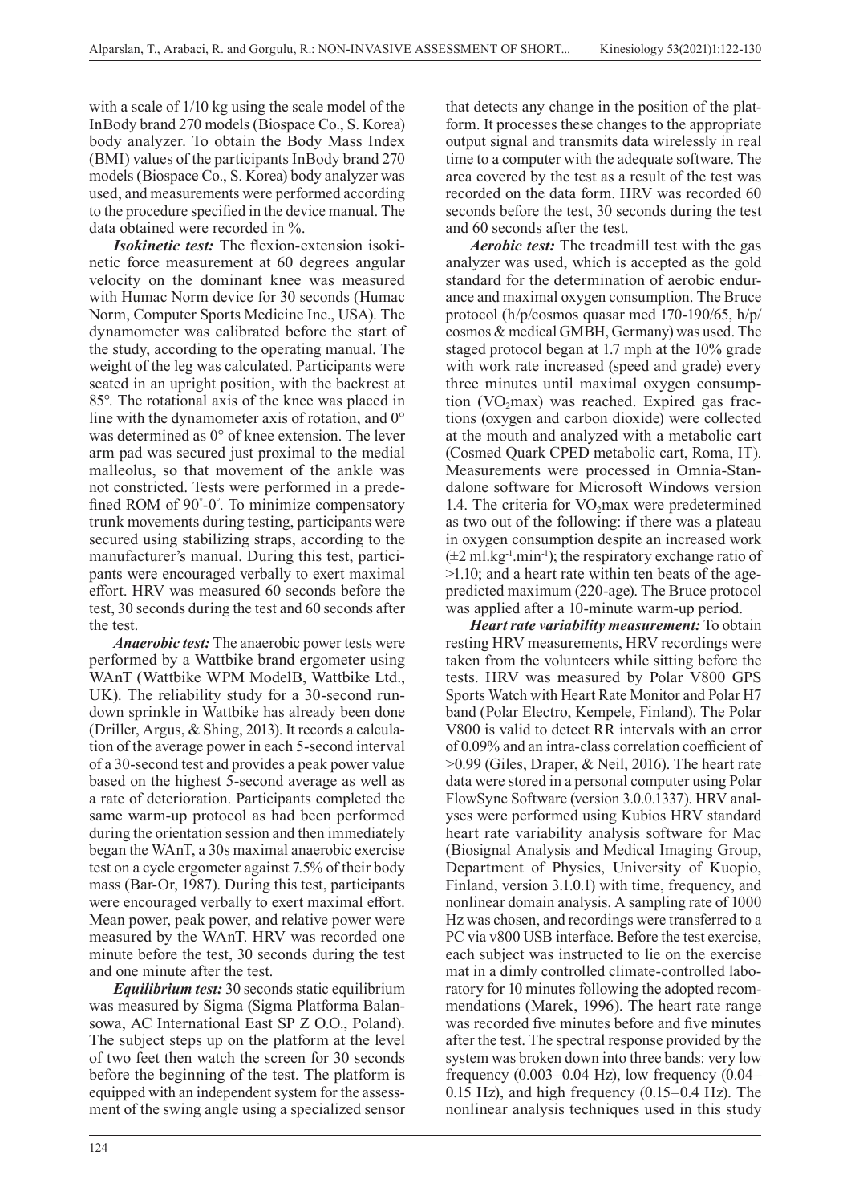with a scale of 1/10 kg using the scale model of the InBody brand 270 models (Biospace Co., S. Korea) body analyzer. To obtain the Body Mass Index (BMI) values of the participants InBody brand 270 models (Biospace Co., S. Korea) body analyzer was used, and measurements were performed according to the procedure specified in the device manual. The data obtained were recorded in %.

***Isokinetic test:*** The flexion-extension isokinetic force measurement at 60 degrees angular velocity on the dominant knee was measured with Humac Norm device for 30 seconds (Humac Norm, Computer Sports Medicine Inc., USA). The dynamometer was calibrated before the start of the study, according to the operating manual. The weight of the leg was calculated. Participants were seated in an upright position, with the backrest at 85°. The rotational axis of the knee was placed in line with the dynamometer axis of rotation, and 0° was determined as 0° of knee extension. The lever arm pad was secured just proximal to the medial malleolus, so that movement of the ankle was not constricted. Tests were performed in a predefined ROM of 90°-0°. To minimize compensatory trunk movements during testing, participants were secured using stabilizing straps, according to the manufacturer's manual. During this test, participants were encouraged verbally to exert maximal effort. HRV was measured 60 seconds before the test, 30 seconds during the test and 60 seconds after the test.

***Anaerobic test:*** The anaerobic power tests were performed by a Wattbike brand ergometer using WAnT (Wattbike WPM ModelB, Wattbike Ltd., UK). The reliability study for a 30-second rundown sprinkle in Wattbike has already been done (Driller, Argus, & Shing, 2013). It records a calculation of the average power in each 5-second interval of a 30-second test and provides a peak power value based on the highest 5-second average as well as a rate of deterioration. Participants completed the same warm-up protocol as had been performed during the orientation session and then immediately began the WAnT, a 30s maximal anaerobic exercise test on a cycle ergometer against 7.5% of their body mass (Bar-Or, 1987). During this test, participants were encouraged verbally to exert maximal effort. Mean power, peak power, and relative power were measured by the WAnT. HRV was recorded one minute before the test, 30 seconds during the test and one minute after the test.

***Equilibrium test:*** 30 seconds static equilibrium was measured by Sigma (Sigma Platforma Balansowa, AC International East SP Z O.O., Poland). The subject steps up on the platform at the level of two feet then watch the screen for 30 seconds before the beginning of the test. The platform is equipped with an independent system for the assessment of the swing angle using a specialized sensor that detects any change in the position of the platform. It processes these changes to the appropriate output signal and transmits data wirelessly in real time to a computer with the adequate software. The area covered by the test as a result of the test was recorded on the data form. HRV was recorded 60 seconds before the test, 30 seconds during the test and 60 seconds after the test.

***Aerobic test:*** The treadmill test with the gas analyzer was used, which is accepted as the gold standard for the determination of aerobic endurance and maximal oxygen consumption. The Bruce protocol (h/p/cosmos quasar med 170-190/65, h/p/cosmos & medical GMBH, Germany) was used. The staged protocol began at 1.7 mph at the 10% grade with work rate increased (speed and grade) every three minutes until maximal oxygen consumption ($VO_2max$) was reached. Expired gas fractions (oxygen and carbon dioxide) were collected at the mouth and analyzed with a metabolic cart (Cosmed Quark CPED metabolic cart, Roma, IT). Measurements were processed in Omnia-Standalone software for Microsoft Windows version 1.4. The criteria for $VO_2max$ were predetermined as two out of the following: if there was a plateau in oxygen consumption despite an increased work ($\pm 2$ ml.kg$^{-1}$.min$^{-1}$); the respiratory exchange ratio of >1.10; and a heart rate within ten beats of the age-predicted maximum (220-age). The Bruce protocol was applied after a 10-minute warm-up period.

***Heart rate variability measurement:*** To obtain resting HRV measurements, HRV recordings were taken from the volunteers while sitting before the tests. HRV was measured by Polar V800 GPS Sports Watch with Heart Rate Monitor and Polar H7 band (Polar Electro, Kempele, Finland). The Polar V800 is valid to detect RR intervals with an error of 0.09% and an intra-class correlation coefficient of >0.99 (Giles, Draper, & Neil, 2016). The heart rate data were stored in a personal computer using Polar FlowSync Software (version 3.0.0.1337). HRV analyses were performed using Kubios HRV standard heart rate variability analysis software for Mac (Biosignal Analysis and Medical Imaging Group, Department of Physics, University of Kuopio, Finland, version 3.1.0.1) with time, frequency, and nonlinear domain analysis. A sampling rate of 1000 Hz was chosen, and recordings were transferred to a PC via v800 USB interface. Before the test exercise, each subject was instructed to lie on the exercise mat in a dimly controlled climate-controlled laboratory for 10 minutes following the adopted recommendations (Marek, 1996). The heart rate range was recorded five minutes before and five minutes after the test. The spectral response provided by the system was broken down into three bands: very low frequency (0.003–0.04 Hz), low frequency (0.04–0.15 Hz), and high frequency (0.15–0.4 Hz). The nonlinear analysis techniques used in this study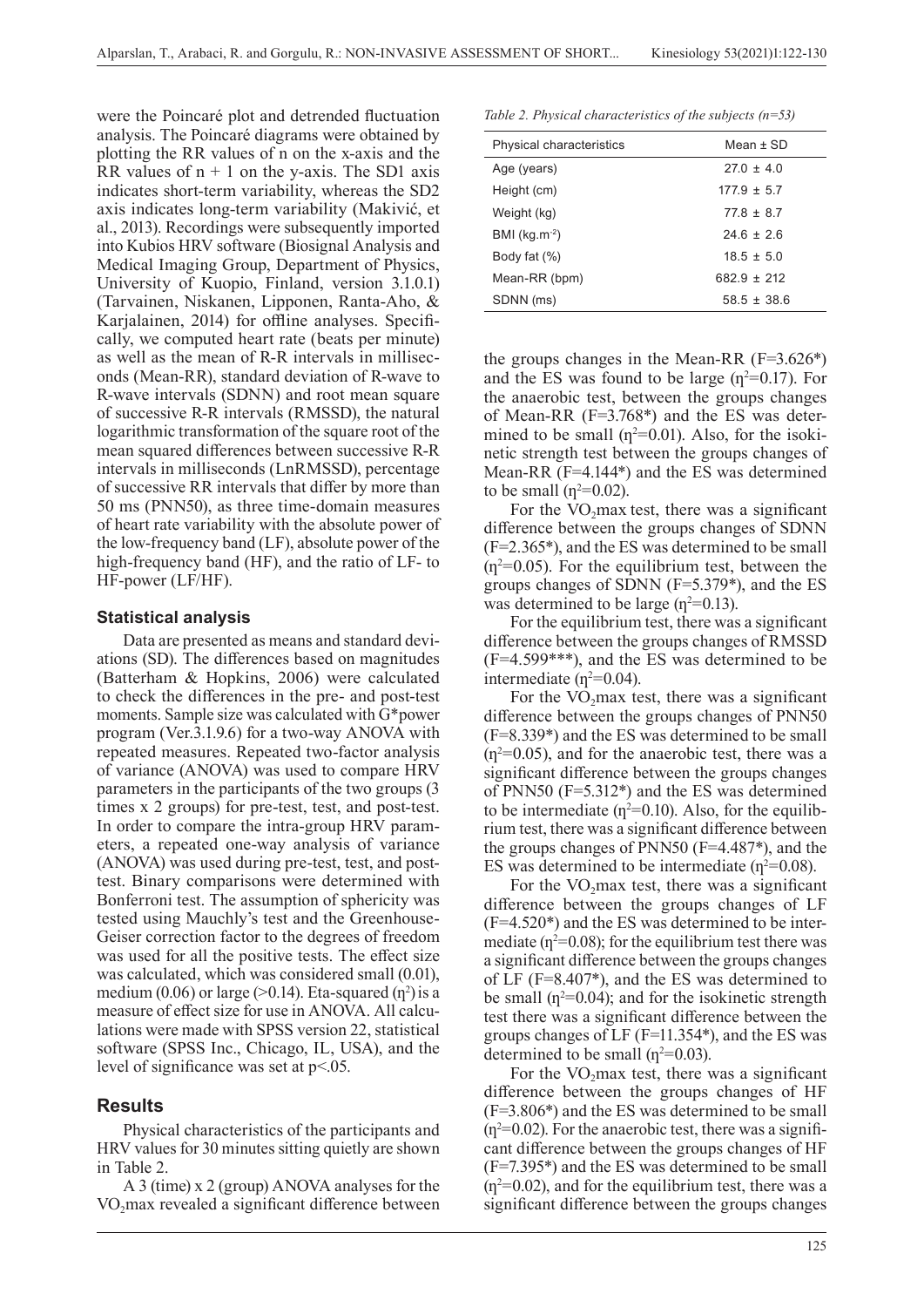were the Poincaré plot and detrended fluctuation analysis. The Poincaré diagrams were obtained by plotting the RR values of n on the x-axis and the RR values of n + 1 on the y-axis. The SD1 axis indicates short-term variability, whereas the SD2 axis indicates long-term variability (Makivić, et al., 2013). Recordings were subsequently imported into Kubios HRV software (Biosignal Analysis and Medical Imaging Group, Department of Physics, University of Kuopio, Finland, version 3.1.0.1) (Tarvainen, Niskanen, Lipponen, Ranta-Aho, & Karjalainen, 2014) for offline analyses. Specifically, we computed heart rate (beats per minute) as well as the mean of R-R intervals in milliseconds (Mean-RR), standard deviation of R-wave to R-wave intervals (SDNN) and root mean square of successive R-R intervals (RMSSD), the natural logarithmic transformation of the square root of the mean squared differences between successive R-R intervals in milliseconds (LnRMSSD), percentage of successive RR intervals that differ by more than 50 ms (PNN50), as three time-domain measures of heart rate variability with the absolute power of the low-frequency band (LF), absolute power of the high-frequency band (HF), and the ratio of LF- to HF-power (LF/HF).

### Statistical analysis

Data are presented as means and standard deviations (SD). The differences based on magnitudes (Batterham & Hopkins, 2006) were calculated to check the differences in the pre- and post-test moments. Sample size was calculated with G*power program (Ver.3.1.9.6) for a two-way ANOVA with repeated measures. Repeated two-factor analysis of variance (ANOVA) was used to compare HRV parameters in the participants of the two groups (3 times x 2 groups) for pre-test, test, and post-test. In order to compare the intra-group HRV parameters, a repeated one-way analysis of variance (ANOVA) was used during pre-test, test, and post-test. Binary comparisons were determined with Bonferroni test. The assumption of sphericity was tested using Mauchly's test and the Greenhouse-Geiser correction factor to the degrees of freedom was used for all the positive tests. The effect size was calculated, which was considered small (0.01), medium (0.06) or large (>0.14). Eta-squared ($\eta^2$) is a measure of effect size for use in ANOVA. All calculations were made with SPSS version 22, statistical software (SPSS Inc., Chicago, IL, USA), and the level of significance was set at $p<.05$.

## Results

Physical characteristics of the participants and HRV values for 30 minutes sitting quietly are shown in Table 2.

*Table 2. Physical characteristics of the subjects (n=53)*

| Physical characteristics | Mean ± SD |
|---|---|
| Age (years) | 27.0 ± 4.0 |
| Height (cm) | 177.9 ± 5.7 |
| Weight (kg) | 77.8 ± 8.7 |
| BMI (kg.m$^{-2}$) | 24.6 ± 2.6 |
| Body fat (%) | 18.5 ± 5.0 |
| Mean-RR (bpm) | 682.9 ± 212 |
| SDNN (ms) | 58.5 ± 38.6 |

A 3 (time) x 2 (group) ANOVA analyses for the $VO_2$max revealed a significant difference between the groups changes in the Mean-RR (F=3.626*) and the ES was found to be large ($\eta^2$=0.17). For the anaerobic test, between the groups changes of Mean-RR (F=3.768*) and the ES was determined to be small ($\eta^2$=0.01). Also, for the isokinetic strength test between the groups changes of Mean-RR (F=4.144*) and the ES was determined to be small ($\eta^2$=0.02).

For the $VO_2$max test, there was a significant difference between the groups changes of SDNN (F=2.365*), and the ES was determined to be small ($\eta^2$=0.05). For the equilibrium test, between the groups changes of SDNN (F=5.379*), and the ES was determined to be large ($\eta^2$=0.13).

For the equilibrium test, there was a significant difference between the groups changes of RMSSD (F=4.599***), and the ES was determined to be intermediate ($\eta^2$=0.04).

For the $VO_2$max test, there was a significant difference between the groups changes of PNN50 (F=8.339*) and the ES was determined to be small ($\eta^2$=0.05), and for the anaerobic test, there was a significant difference between the groups changes of PNN50 (F=5.312*) and the ES was determined to be intermediate ($\eta^2$=0.10). Also, for the equilibrium test, there was a significant difference between the groups changes of PNN50 (F=4.487*), and the ES was determined to be intermediate ($\eta^2$=0.08).

For the $VO_2$max test, there was a significant difference between the groups changes of LF (F=4.520*) and the ES was determined to be intermediate ($\eta^2$=0.08); for the equilibrium test there was a significant difference between the groups changes of LF (F=8.407*), and the ES was determined to be small ($\eta^2$=0.04); and for the isokinetic strength test there was a significant difference between the groups changes of LF (F=11.354*), and the ES was determined to be small ($\eta^2$=0.03).

For the $VO_2$max test, there was a significant difference between the groups changes of HF (F=3.806*) and the ES was determined to be small ($\eta^2$=0.02). For the anaerobic test, there was a significant difference between the groups changes of HF (F=7.395*) and the ES was determined to be small ($\eta^2$=0.02), and for the equilibrium test, there was a significant difference between the groups changes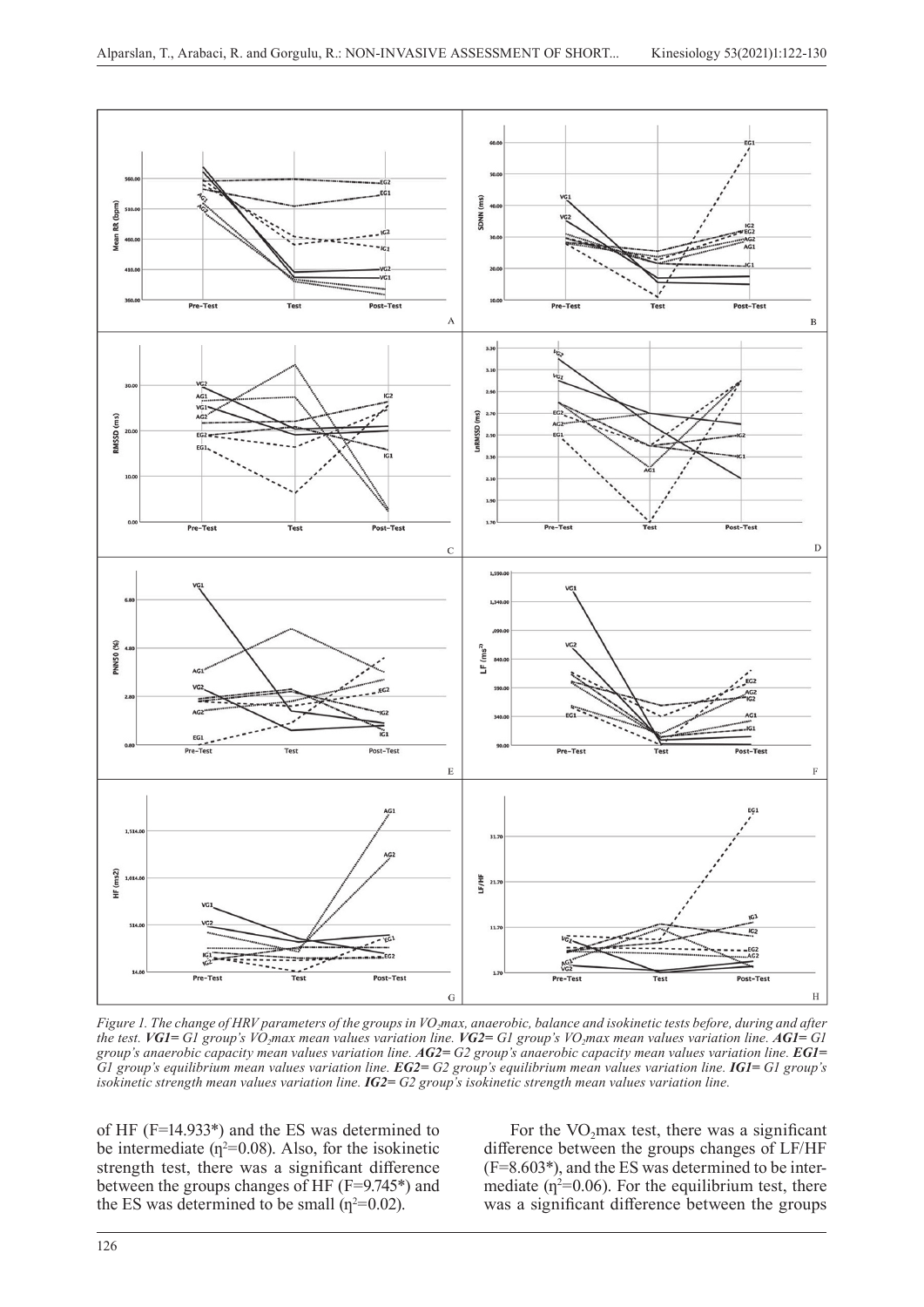*Figure 1. The change of HRV parameters of the groups in $VO_2$max, anaerobic, balance and isokinetic tests before, during and after the test.* ***VG1****= G1 group's $VO_2$max mean values variation line.* ***VG2****= G1 group's $VO_2$max mean values variation line.* ***AG1****= G1 group's anaerobic capacity mean values variation line.* ***AG2****= G2 group's anaerobic capacity mean values variation line.* ***EG1****= G1 group's equilibrium mean values variation line.* ***EG2****= G2 group's equilibrium mean values variation line.* ***IG1****= G1 group's isokinetic strength mean values variation line.* ***IG2****= G2 group's isokinetic strength mean values variation line.*

of HF (F=14.933*) and the ES was determined to be intermediate ($\eta^2$=0.08). Also, for the isokinetic strength test, there was a significant difference between the groups changes of HF (F=9.745*) and the ES was determined to be small ($\eta^2$=0.02).

For the $VO_2$max test, there was a significant difference between the groups changes of LF/HF (F=8.603*), and the ES was determined to be intermediate ($\eta^2$=0.06). For the equilibrium test, there was a significant difference between the groups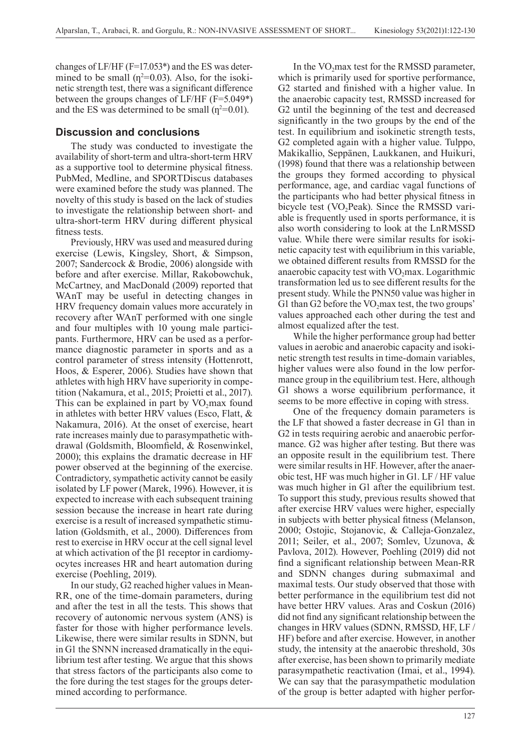changes of LF/HF (F=17.053*) and the ES was determined to be small ($\eta^2$=0.03). Also, for the isokinetic strength test, there was a significant difference between the groups changes of LF/HF (F=5.049*) and the ES was determined to be small ($\eta^2$=0.01).

## Discussion and conclusions

The study was conducted to investigate the availability of short-term and ultra-short-term HRV as a supportive tool to determine physical fitness. PubMed, Medline, and SPORTDiscus databases were examined before the study was planned. The novelty of this study is based on the lack of studies to investigate the relationship between short- and ultra-short-term HRV during different physical fitness tests.

Previously, HRV was used and measured during exercise (Lewis, Kingsley, Short, & Simpson, 2007; Sandercock & Brodie, 2006) alongside with before and after exercise. Millar, Rakobowchuk, McCartney, and MacDonald (2009) reported that WAnT may be useful in detecting changes in HRV frequency domain values more accurately in recovery after WAnT performed with one single and four multiples with 10 young male participants. Furthermore, HRV can be used as a performance diagnostic parameter in sports and as a control parameter of stress intensity (Hottenrott, Hoos, & Esperer, 2006). Studies have shown that athletes with high HRV have superiority in competition (Nakamura, et al., 2015; Proietti et al., 2017). This can be explained in part by $VO_2$max found in athletes with better HRV values (Esco, Flatt, & Nakamura, 2016). At the onset of exercise, heart rate increases mainly due to parasympathetic withdrawal (Goldsmith, Bloomfield, & Rosenwinkel, 2000); this explains the dramatic decrease in HF power observed at the beginning of the exercise. Contradictory, sympathetic activity cannot be easily isolated by LF power (Marek, 1996). However, it is expected to increase with each subsequent training session because the increase in heart rate during exercise is a result of increased sympathetic stimulation (Goldsmith, et al., 2000). Differences from rest to exercise in HRV occur at the cell signal level at which activation of the β1 receptor in cardiomyocytes increases HR and heart automation during exercise (Poehling, 2019).

In our study, G2 reached higher values in Mean-RR, one of the time-domain parameters, during and after the test in all the tests. This shows that recovery of autonomic nervous system (ANS) is faster for those with higher performance levels. Likewise, there were similar results in SDNN, but in G1 the SNNN increased dramatically in the equilibrium test after testing. We argue that this shows that stress factors of the participants also come to the fore during the test stages for the groups determined according to performance.

In the $VO_2$max test for the RMSSD parameter, which is primarily used for sportive performance, G2 started and finished with a higher value. In the anaerobic capacity test, RMSSD increased for G2 until the beginning of the test and decreased significantly in the two groups by the end of the test. In equilibrium and isokinetic strength tests, G2 completed again with a higher value. Tulppo, Makikallio, Seppänen, Laukkanen, and Huikuri, (1998) found that there was a relationship between the groups they formed according to physical performance, age, and cardiac vagal functions of the participants who had better physical fitness in bicycle test ($VO_2$Peak). Since the RMSSD variable is frequently used in sports performance, it is also worth considering to look at the LnRMSSD value. While there were similar results for isokinetic capacity test with equilibrium in this variable, we obtained different results from RMSSD for the anaerobic capacity test with $VO_2$max. Logarithmic transformation led us to see different results for the present study. While the PNN50 value was higher in G1 than G2 before the $VO_2$max test, the two groups' values approached each other during the test and almost equalized after the test.

While the higher performance group had better values in aerobic and anaerobic capacity and isokinetic strength test results in time-domain variables, higher values were also found in the low performance group in the equilibrium test. Here, although G1 shows a worse equilibrium performance, it seems to be more effective in coping with stress.

One of the frequency domain parameters is the LF that showed a faster decrease in G1 than in G2 in tests requiring aerobic and anaerobic performance. G2 was higher after testing. But there was an opposite result in the equilibrium test. There were similar results in HF. However, after the anaerobic test, HF was much higher in G1. LF / HF value was much higher in G1 after the equilibrium test. To support this study, previous results showed that after exercise HRV values were higher, especially in subjects with better physical fitness (Melanson, 2000; Ostojic, Stojanovic, & Calleja-Gonzalez, 2011; Seiler, et al., 2007; Somlev, Uzunova, & Pavlova, 2012). However, Poehling (2019) did not find a significant relationship between Mean-RR and SDNN changes during submaximal and maximal tests. Our study observed that those with better performance in the equilibrium test did not have better HRV values. Aras and Coskun (2016) did not find any significant relationship between the changes in HRV values (SDNN, RMSSD, HF, LF / HF) before and after exercise. However, in another study, the intensity at the anaerobic threshold, 30s after exercise, has been shown to primarily mediate parasympathetic reactivation (Imai, et al., 1994). We can say that the parasympathetic modulation of the group is better adapted with higher perfor-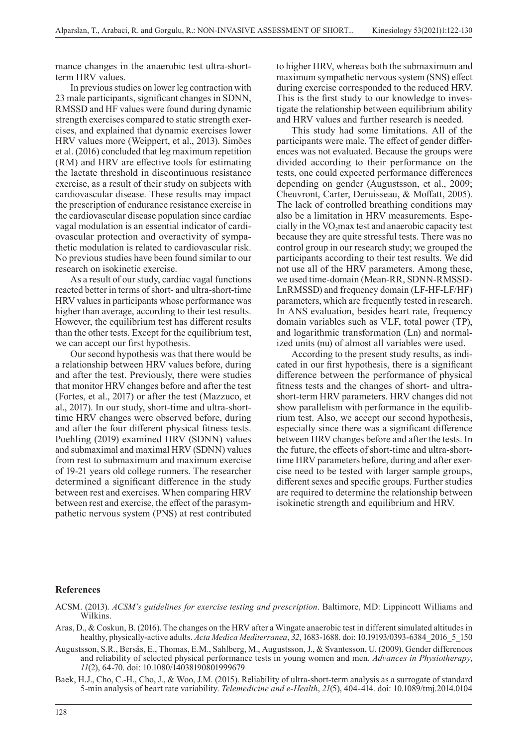mance changes in the anaerobic test ultra-short-term HRV values.

In previous studies on lower leg contraction with 23 male participants, significant changes in SDNN, RMSSD and HF values were found during dynamic strength exercises compared to static strength exercises, and explained that dynamic exercises lower HRV values more (Weippert, et al., 2013). Simões et al. (2016) concluded that leg maximum repetition (RM) and HRV are effective tools for estimating the lactate threshold in discontinuous resistance exercise, as a result of their study on subjects with cardiovascular disease. These results may impact the prescription of endurance resistance exercise in the cardiovascular disease population since cardiac vagal modulation is an essential indicator of cardiovascular protection and overactivity of sympathetic modulation is related to cardiovascular risk. No previous studies have been found similar to our research on isokinetic exercise.

As a result of our study, cardiac vagal functions reacted better in terms of short- and ultra-short-time HRV values in participants whose performance was higher than average, according to their test results. However, the equilibrium test has different results than the other tests. Except for the equilibrium test, we can accept our first hypothesis.

Our second hypothesis was that there would be a relationship between HRV values before, during and after the test. Previously, there were studies that monitor HRV changes before and after the test (Fortes, et al., 2017) or after the test (Mazzuco, et al., 2017). In our study, short-time and ultra-short-time HRV changes were observed before, during and after the four different physical fitness tests. Poehling (2019) examined HRV (SDNN) values and submaximal and maximal HRV (SDNN) values from rest to submaximum and maximum exercise of 19-21 years old college runners. The researcher determined a significant difference in the study between rest and exercises. When comparing HRV between rest and exercise, the effect of the parasympathetic nervous system (PNS) at rest contributed to higher HRV, whereas both the submaximum and maximum sympathetic nervous system (SNS) effect during exercise corresponded to the reduced HRV. This is the first study to our knowledge to investigate the relationship between equilibrium ability and HRV values and further research is needed.

This study had some limitations. All of the participants were male. The effect of gender differences was not evaluated. Because the groups were divided according to their performance on the tests, one could expected performance differences depending on gender (Augustsson, et al., 2009; Cheuvront, Carter, Deruisseau, & Moffatt, 2005). The lack of controlled breathing conditions may also be a limitation in HRV measurements. Especially in the $VO_2$max test and anaerobic capacity test because they are quite stressful tests. There was no control group in our research study; we grouped the participants according to their test results. We did not use all of the HRV parameters. Among these, we used time-domain (Mean-RR, SDNN-RMSSD-LnRMSSD) and frequency domain (LF-HF-LF/HF) parameters, which are frequently tested in research. In ANS evaluation, besides heart rate, frequency domain variables such as VLF, total power (TP), and logarithmic transformation (Ln) and normalized units (nu) of almost all variables were used.

According to the present study results, as indicated in our first hypothesis, there is a significant difference between the performance of physical fitness tests and the changes of short- and ultra-short-term HRV parameters. HRV changes did not show parallelism with performance in the equilibrium test. Also, we accept our second hypothesis, especially since there was a significant difference between HRV changes before and after the tests. In the future, the effects of short-time and ultra-short-time HRV parameters before, during and after exercise need to be tested with larger sample groups, different sexes and specific groups. Further studies are required to determine the relationship between isokinetic strength and equilibrium and HRV.

## References

ACSM. (2013). *ACSM's guidelines for exercise testing and prescription*. Baltimore, MD: Lippincott Williams and Wilkins.

Aras, D., & Coskun, B. (2016). The changes on the HRV after a Wingate anaerobic test in different simulated altitudes in healthy, physically-active adults. *Acta Medica Mediterranea*, *32*, 1683-1688. doi: 10.19193/0393-6384_2016_5_150

Augustsson, S.R., Bersås, E., Thomas, E.M., Sahlberg, M., Augustsson, J., & Svantesson, U. (2009). Gender differences and reliability of selected physical performance tests in young women and men. *Advances in Physiotherapy*, *11*(2), 64-70. doi: 10.1080/14038190801999679

Baek, H.J., Cho, C.-H., Cho, J., & Woo, J.M. (2015). Reliability of ultra-short-term analysis as a surrogate of standard 5-min analysis of heart rate variability. *Telemedicine and e-Health*, *21*(5), 404-414. doi: 10.1089/tmj.2014.0104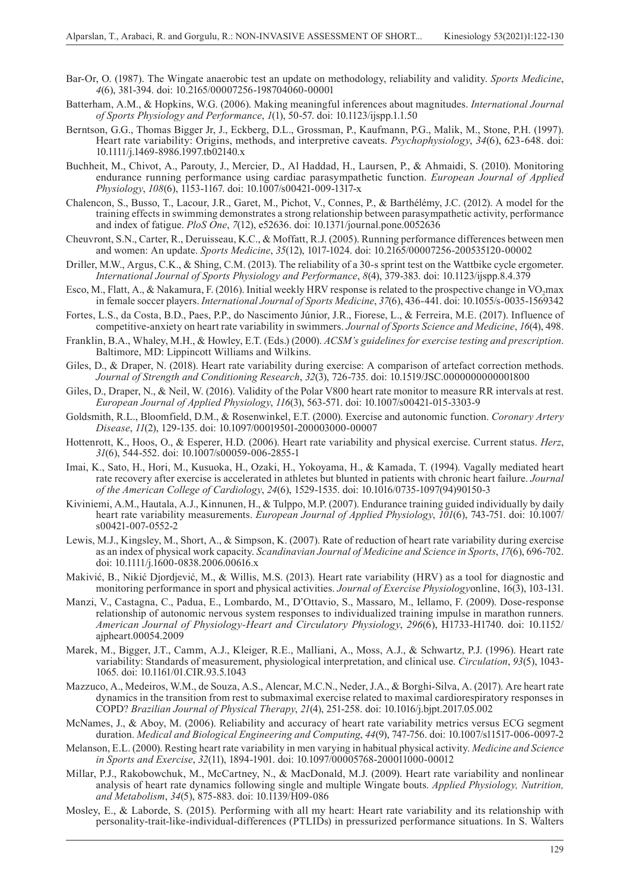Bar-Or, O. (1987). The Wingate anaerobic test an update on methodology, reliability and validity. *Sports Medicine*, *4*(6), 381-394. doi: 10.2165/00007256-198704060-00001

Batterham, A.M., & Hopkins, W.G. (2006). Making meaningful inferences about magnitudes. *International Journal of Sports Physiology and Performance*, *1*(1), 50-57. doi: 10.1123/ijspp.1.1.50

Berntson, G.G., Thomas Bigger Jr, J., Eckberg, D.L., Grossman, P., Kaufmann, P.G., Malik, M., Stone, P.H. (1997). Heart rate variability: Origins, methods, and interpretive caveats. *Psychophysiology*, *34*(6), 623-648. doi: 10.1111/j.1469-8986.1997.tb02140.x

Buchheit, M., Chivot, A., Parouty, J., Mercier, D., Al Haddad, H., Laursen, P., & Ahmaidi, S. (2010). Monitoring endurance running performance using cardiac parasympathetic function. *European Journal of Applied Physiology*, *108*(6), 1153-1167. doi: 10.1007/s00421-009-1317-x

Chalencon, S., Busso, T., Lacour, J.R., Garet, M., Pichot, V., Connes, P., & Barthélémy, J.C. (2012). A model for the training effects in swimming demonstrates a strong relationship between parasympathetic activity, performance and index of fatigue. *PloS One*, *7*(12), e52636. doi: 10.1371/journal.pone.0052636

Cheuvront, S.N., Carter, R., Deruisseau, K.C., & Moffatt, R.J. (2005). Running performance differences between men and women: An update. *Sports Medicine*, *35*(12), 1017-1024. doi: 10.2165/00007256-200535120-00002

Driller, M.W., Argus, C.K., & Shing, C.M. (2013). The reliability of a 30-s sprint test on the Wattbike cycle ergometer. *International Journal of Sports Physiology and Performance*, *8*(4), 379-383. doi: 10.1123/ijspp.8.4.379

Esco, M., Flatt, A., & Nakamura, F. (2016). Initial weekly HRV response is related to the prospective change in $VO_2$max in female soccer players. *International Journal of Sports Medicine*, *37*(6), 436-441. doi: 10.1055/s-0035-1569342

Fortes, L.S., da Costa, B.D., Paes, P.P., do Nascimento Júnior, J.R., Fiorese, L., & Ferreira, M.E. (2017). Influence of competitive-anxiety on heart rate variability in swimmers. *Journal of Sports Science and Medicine*, *16*(4), 498.

Franklin, B.A., Whaley, M.H., & Howley, E.T. (Eds.) (2000). *ACSM's guidelines for exercise testing and prescription*. Baltimore, MD: Lippincott Williams and Wilkins.

Giles, D., & Draper, N. (2018). Heart rate variability during exercise: A comparison of artefact correction methods. *Journal of Strength and Conditioning Research*, *32*(3), 726-735. doi: 10.1519/JSC.0000000000001800

Giles, D., Draper, N., & Neil, W. (2016). Validity of the Polar V800 heart rate monitor to measure RR intervals at rest. *European Journal of Applied Physiology*, *116*(3), 563-571. doi: 10.1007/s00421-015-3303-9

Goldsmith, R.L., Bloomfield, D.M., & Rosenwinkel, E.T. (2000). Exercise and autonomic function. *Coronary Artery Disease*, *11*(2), 129-135. doi: 10.1097/00019501-200003000-00007

Hottenrott, K., Hoos, O., & Esperer, H.D. (2006). Heart rate variability and physical exercise. Current status. *Herz*, *31*(6), 544-552. doi: 10.1007/s00059-006-2855-1

Imai, K., Sato, H., Hori, M., Kusuoka, H., Ozaki, H., Yokoyama, H., & Kamada, T. (1994). Vagally mediated heart rate recovery after exercise is accelerated in athletes but blunted in patients with chronic heart failure. *Journal of the American College of Cardiology*, *24*(6), 1529-1535. doi: 10.1016/0735-1097(94)90150-3

Kiviniemi, A.M., Hautala, A.J., Kinnunen, H., & Tulppo, M.P. (2007). Endurance training guided individually by daily heart rate variability measurements. *European Journal of Applied Physiology*, *101*(6), 743-751. doi: 10.1007/s00421-007-0552-2

Lewis, M.J., Kingsley, M., Short, A., & Simpson, K. (2007). Rate of reduction of heart rate variability during exercise as an index of physical work capacity. *Scandinavian Journal of Medicine and Science in Sports*, *17*(6), 696-702. doi: 10.1111/j.1600-0838.2006.00616.x

Makivić, B., Nikić Djordjević, M., & Willis, M.S. (2013). Heart rate variability (HRV) as a tool for diagnostic and monitoring performance in sport and physical activities. *Journal of Exercise Physiology*online, 16(3), 103-131.

Manzi, V., Castagna, C., Padua, E., Lombardo, M., D'Ottavio, S., Massaro, M., Iellamo, F. (2009). Dose-response relationship of autonomic nervous system responses to individualized training impulse in marathon runners. *American Journal of Physiology-Heart and Circulatory Physiology*, *296*(6), H1733-H1740. doi: 10.1152/ajpheart.00054.2009

Marek, M., Bigger, J.T., Camm, A.J., Kleiger, R.E., Malliani, A., Moss, A.J., & Schwartz, P.J. (1996). Heart rate variability: Standards of measurement, physiological interpretation, and clinical use. *Circulation*, *93*(5), 1043-1065. doi: 10.1161/01.CIR.93.5.1043

Mazzuco, A., Medeiros, W.M., de Souza, A.S., Alencar, M.C.N., Neder, J.A., & Borghi-Silva, A. (2017). Are heart rate dynamics in the transition from rest to submaximal exercise related to maximal cardiorespiratory responses in COPD? *Brazilian Journal of Physical Therapy*, *21*(4), 251-258. doi: 10.1016/j.bjpt.2017.05.002

McNames, J., & Aboy, M. (2006). Reliability and accuracy of heart rate variability metrics versus ECG segment duration. *Medical and Biological Engineering and Computing*, *44*(9), 747-756. doi: 10.1007/s11517-006-0097-2

Melanson, E.L. (2000). Resting heart rate variability in men varying in habitual physical activity. *Medicine and Science in Sports and Exercise*, *32*(11), 1894-1901. doi: 10.1097/00005768-200011000-00012

Millar, P.J., Rakobowchuk, M., McCartney, N., & MacDonald, M.J. (2009). Heart rate variability and nonlinear analysis of heart rate dynamics following single and multiple Wingate bouts. *Applied Physiology, Nutrition, and Metabolism*, *34*(5), 875-883. doi: 10.1139/H09-086

Mosley, E., & Laborde, S. (2015). Performing with all my heart: Heart rate variability and its relationship with personality-trait-like-individual-differences (PTLIDs) in pressurized performance situations. In S. Walters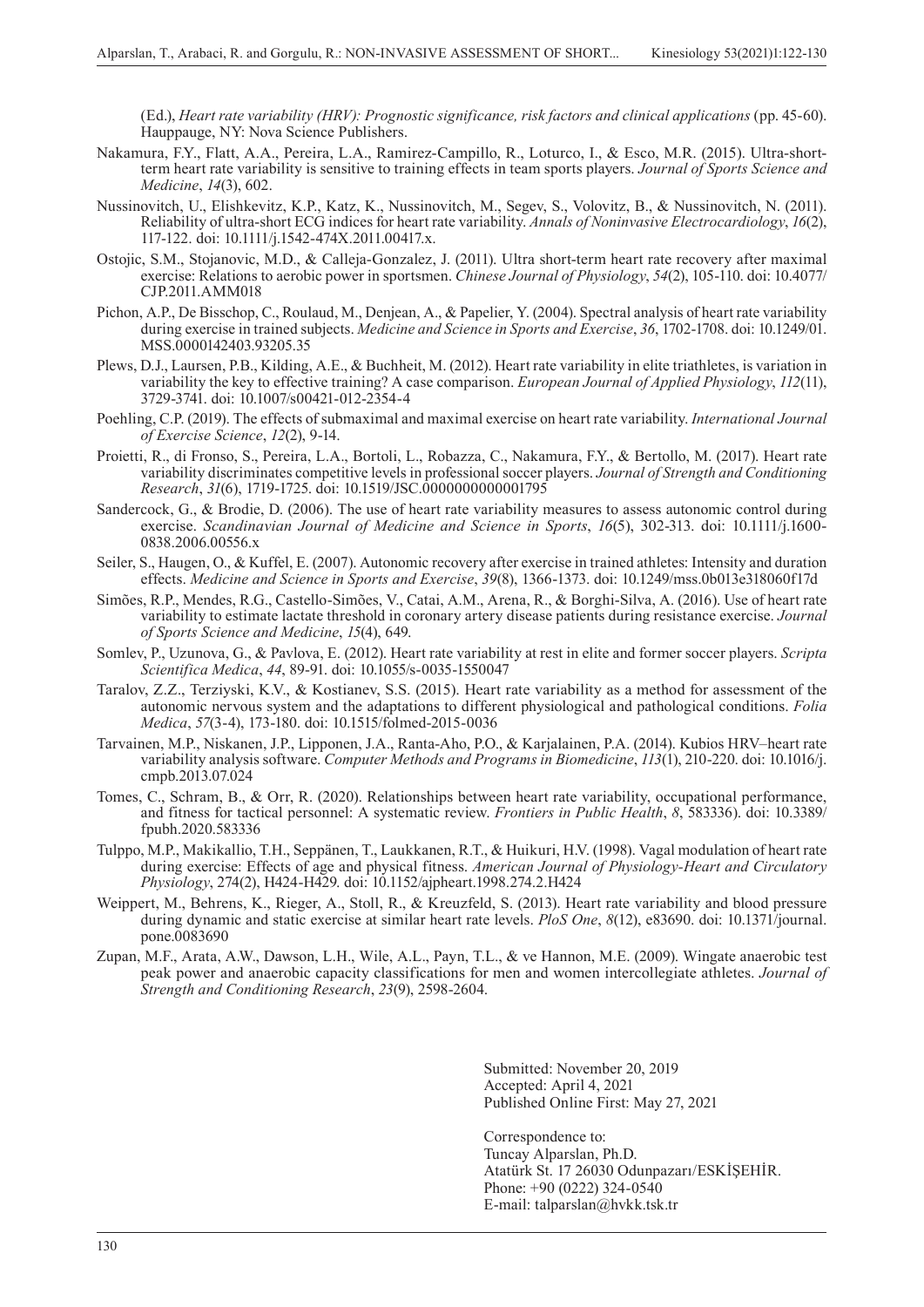(Ed.), *Heart rate variability (HRV): Prognostic significance, risk factors and clinical applications* (pp. 45-60). Hauppauge, NY: Nova Science Publishers.

Nakamura, F.Y., Flatt, A.A., Pereira, L.A., Ramirez-Campillo, R., Loturco, I., & Esco, M.R. (2015). Ultra-short-term heart rate variability is sensitive to training effects in team sports players. *Journal of Sports Science and Medicine*, *14*(3), 602.

Nussinovitch, U., Elishkevitz, K.P., Katz, K., Nussinovitch, M., Segev, S., Volovitz, B., & Nussinovitch, N. (2011). Reliability of ultra-short ECG indices for heart rate variability. *Annals of Noninvasive Electrocardiology*, *16*(2), 117-122. doi: 10.1111/j.1542-474X.2011.00417.x.

Ostojic, S.M., Stojanovic, M.D., & Calleja-Gonzalez, J. (2011). Ultra short-term heart rate recovery after maximal exercise: Relations to aerobic power in sportsmen. *Chinese Journal of Physiology*, *54*(2), 105-110. doi: 10.4077/CJP.2011.AMM018

Pichon, A.P., De Bisschop, C., Roulaud, M., Denjean, A., & Papelier, Y. (2004). Spectral analysis of heart rate variability during exercise in trained subjects. *Medicine and Science in Sports and Exercise*, *36*, 1702-1708. doi: 10.1249/01.MSS.0000142403.93205.35

Plews, D.J., Laursen, P.B., Kilding, A.E., & Buchheit, M. (2012). Heart rate variability in elite triathletes, is variation in variability the key to effective training? A case comparison. *European Journal of Applied Physiology*, *112*(11), 3729-3741. doi: 10.1007/s00421-012-2354-4

Poehling, C.P. (2019). The effects of submaximal and maximal exercise on heart rate variability. *International Journal of Exercise Science*, *12*(2), 9-14.

Proietti, R., di Fronso, S., Pereira, L.A., Bortoli, L., Robazza, C., Nakamura, F.Y., & Bertollo, M. (2017). Heart rate variability discriminates competitive levels in professional soccer players. *Journal of Strength and Conditioning Research*, *31*(6), 1719-1725. doi: 10.1519/JSC.0000000000001795

Sandercock, G., & Brodie, D. (2006). The use of heart rate variability measures to assess autonomic control during exercise. *Scandinavian Journal of Medicine and Science in Sports*, *16*(5), 302-313. doi: 10.1111/j.1600-0838.2006.00556.x

Seiler, S., Haugen, O., & Kuffel, E. (2007). Autonomic recovery after exercise in trained athletes: Intensity and duration effects. *Medicine and Science in Sports and Exercise*, *39*(8), 1366-1373. doi: 10.1249/mss.0b013e318060f17d

Simões, R.P., Mendes, R.G., Castello-Simões, V., Catai, A.M., Arena, R., & Borghi-Silva, A. (2016). Use of heart rate variability to estimate lactate threshold in coronary artery disease patients during resistance exercise. *Journal of Sports Science and Medicine*, *15*(4), 649.

Somlev, P., Uzunova, G., & Pavlova, E. (2012). Heart rate variability at rest in elite and former soccer players. *Scripta Scientifica Medica*, *44*, 89-91. doi: 10.1055/s-0035-1550047

Taralov, Z.Z., Terziyski, K.V., & Kostianev, S.S. (2015). Heart rate variability as a method for assessment of the autonomic nervous system and the adaptations to different physiological and pathological conditions. *Folia Medica*, *57*(3-4), 173-180. doi: 10.1515/folmed-2015-0036

Tarvainen, M.P., Niskanen, J.P., Lipponen, J.A., Ranta-Aho, P.O., & Karjalainen, P.A. (2014). Kubios HRV–heart rate variability analysis software. *Computer Methods and Programs in Biomedicine*, *113*(1), 210-220. doi: 10.1016/j.cmpb.2013.07.024

Tomes, C., Schram, B., & Orr, R. (2020). Relationships between heart rate variability, occupational performance, and fitness for tactical personnel: A systematic review. *Frontiers in Public Health*, *8*, 583336). doi: 10.3389/fpubh.2020.583336

Tulppo, M.P., Makikallio, T.H., Seppänen, T., Laukkanen, R.T., & Huikuri, H.V. (1998). Vagal modulation of heart rate during exercise: Effects of age and physical fitness. *American Journal of Physiology-Heart and Circulatory Physiology*, 274(2), H424-H429. doi: 10.1152/ajpheart.1998.274.2.H424

Weippert, M., Behrens, K., Rieger, A., Stoll, R., & Kreuzfeld, S. (2013). Heart rate variability and blood pressure during dynamic and static exercise at similar heart rate levels. *PloS One*, *8*(12), e83690. doi: 10.1371/journal.pone.0083690

Zupan, M.F., Arata, A.W., Dawson, L.H., Wile, A.L., Payn, T.L., & ve Hannon, M.E. (2009). Wingate anaerobic test peak power and anaerobic capacity classifications for men and women intercollegiate athletes. *Journal of Strength and Conditioning Research*, *23*(9), 2598-2604.

Submitted: November 20, 2019
Accepted: April 4, 2021
Published Online First: May 27, 2021

Correspondence to:
Tuncay Alparslan, Ph.D.
Atatürk St. 17 26030 Odunpazarı/ESKİŞEHİR.
Phone: +90 (0222) 324-0540
E-mail: talparslan@hvkk.tsk.tr